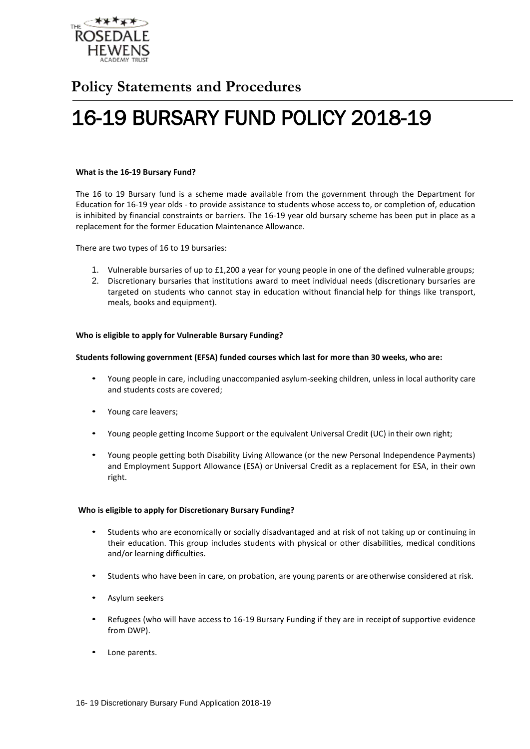## Policy Statements and Procedures

# 16-19 BURSARY FUND POLICY 2018-19

**What is the 16-19 Bursary Fund?**

The 16 to 19 Bursary fund is a scheme made available from the government through the Department for Education for 16-19 year olds - to provide assistance to students whose access to, or completion of, education is inhibited by financial constraints or barriers. The 16-19 year old bursary scheme has been put in place as a replacement for the former Education Maintenance Allowance.

There are two types of 16 to 19 bursaries:

1. Vulnerable bursaries of up to £1,200 a year for young people in one of the defined vulnerable groups;
2. Discretionary bursaries that institutions award to meet individual needs (discretionary bursaries are targeted on students who cannot stay in education without financial help for things like transport, meals, books and equipment).

**Who is eligible to apply for Vulnerable Bursary Funding?**

**Students following government (EFSA) funded courses which last for more than 30 weeks, who are:**

- Young people in care, including unaccompanied asylum-seeking children, unless in local authority care and students costs are covered;
- Young care leavers;
- Young people getting Income Support or the equivalent Universal Credit (UC) in their own right;
- Young people getting both Disability Living Allowance (or the new Personal Independence Payments) and Employment Support Allowance (ESA) or Universal Credit as a replacement for ESA, in their own right.

**Who is eligible to apply for Discretionary Bursary Funding?**

- Students who are economically or socially disadvantaged and at risk of not taking up or continuing in their education. This group includes students with physical or other disabilities, medical conditions and/or learning difficulties.
- Students who have been in care, on probation, are young parents or are otherwise considered at risk.
- Asylum seekers
- Refugees (who will have access to 16-19 Bursary Funding if they are in receipt of supportive evidence from DWP).
- Lone parents.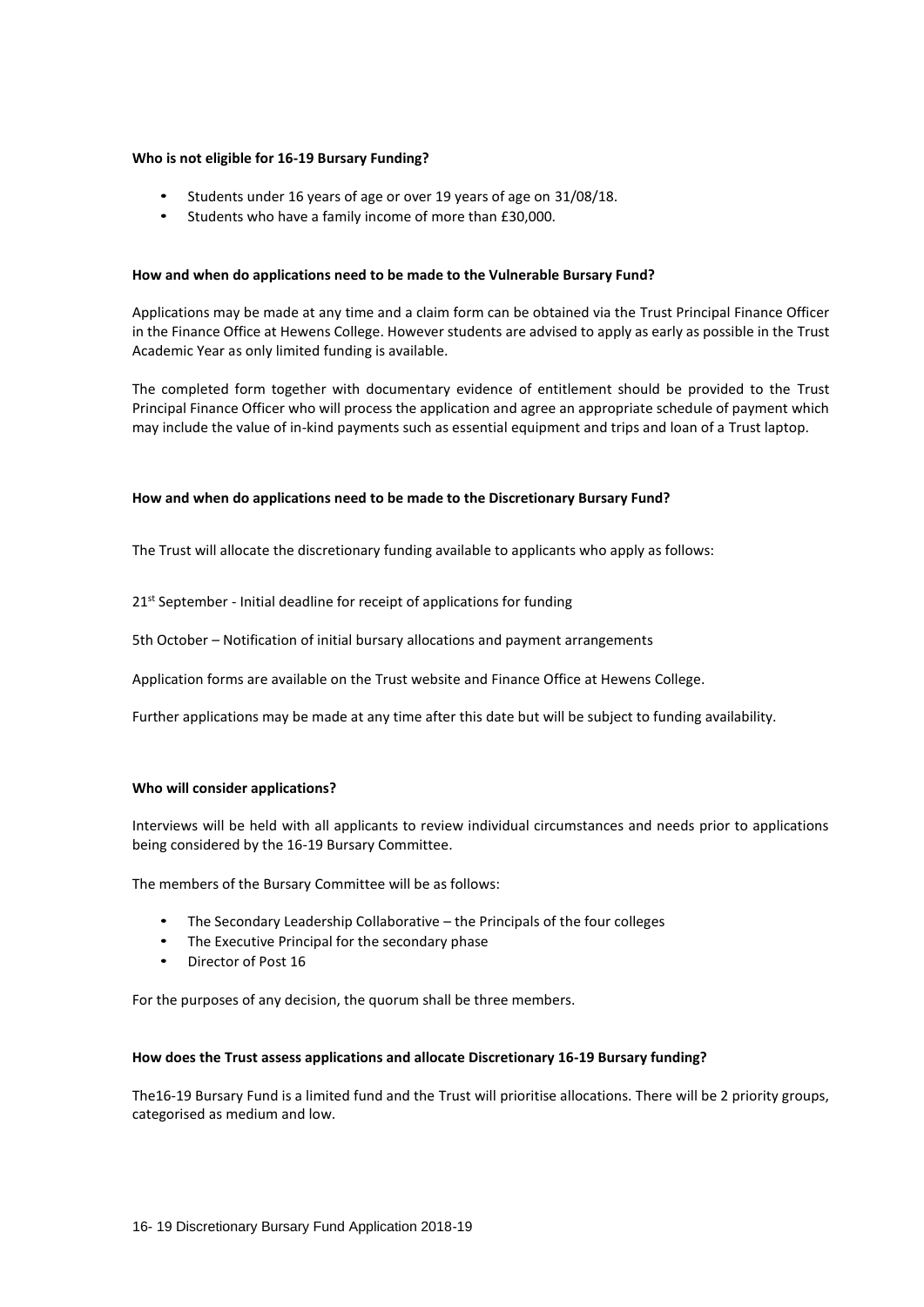**Who is not eligible for 16-19 Bursary Funding?**

- Students under 16 years of age or over 19 years of age on 31/08/18.
- Students who have a family income of more than £30,000.

**How and when do applications need to be made to the Vulnerable Bursary Fund?**

Applications may be made at any time and a claim form can be obtained via the Trust Principal Finance Officer in the Finance Office at Hewens College. However students are advised to apply as early as possible in the Trust Academic Year as only limited funding is available.

The completed form together with documentary evidence of entitlement should be provided to the Trust Principal Finance Officer who will process the application and agree an appropriate schedule of payment which may include the value of in-kind payments such as essential equipment and trips and loan of a Trust laptop.

**How and when do applications need to be made to the Discretionary Bursary Fund?**

The Trust will allocate the discretionary funding available to applicants who apply as follows:

21st September - Initial deadline for receipt of applications for funding

5th October – Notification of initial bursary allocations and payment arrangements

Application forms are available on the Trust website and Finance Office at Hewens College.

Further applications may be made at any time after this date but will be subject to funding availability.

**Who will consider applications?**

Interviews will be held with all applicants to review individual circumstances and needs prior to applications being considered by the 16-19 Bursary Committee.

The members of the Bursary Committee will be as follows:

- The Secondary Leadership Collaborative – the Principals of the four colleges
- The Executive Principal for the secondary phase
- Director of Post 16

For the purposes of any decision, the quorum shall be three members.

**How does the Trust assess applications and allocate Discretionary 16-19 Bursary funding?**

The16-19 Bursary Fund is a limited fund and the Trust will prioritise allocations. There will be 2 priority groups, categorised as medium and low.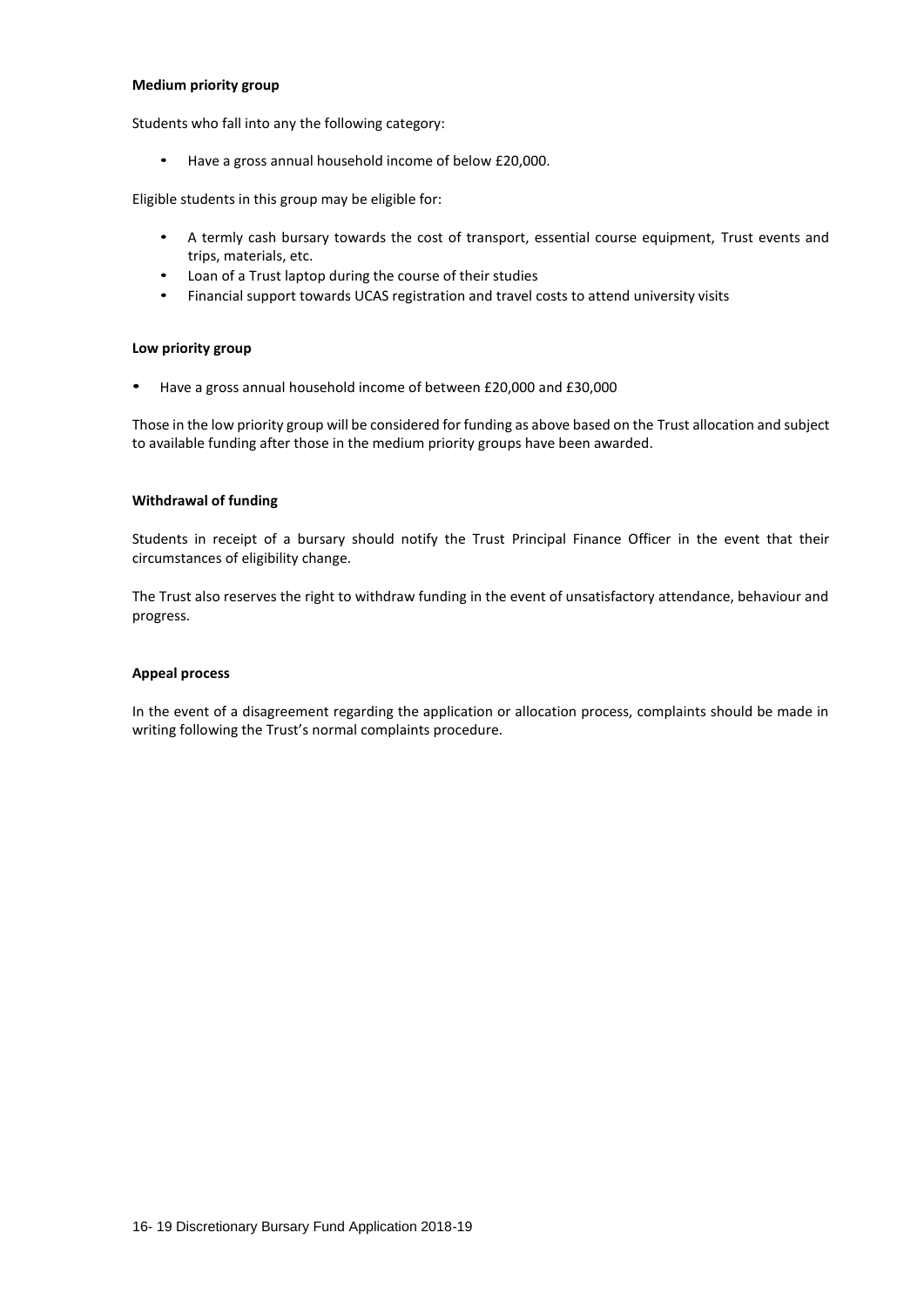**Medium priority group**

Students who fall into any the following category:

- Have a gross annual household income of below £20,000.

Eligible students in this group may be eligible for:

- A termly cash bursary towards the cost of transport, essential course equipment, Trust events and trips, materials, etc.
- Loan of a Trust laptop during the course of their studies
- Financial support towards UCAS registration and travel costs to attend university visits

**Low priority group**

- Have a gross annual household income of between £20,000 and £30,000

Those in the low priority group will be considered for funding as above based on the Trust allocation and subject to available funding after those in the medium priority groups have been awarded.

**Withdrawal of funding**

Students in receipt of a bursary should notify the Trust Principal Finance Officer in the event that their circumstances of eligibility change.

The Trust also reserves the right to withdraw funding in the event of unsatisfactory attendance, behaviour and progress.

**Appeal process**

In the event of a disagreement regarding the application or allocation process, complaints should be made in writing following the Trust's normal complaints procedure.